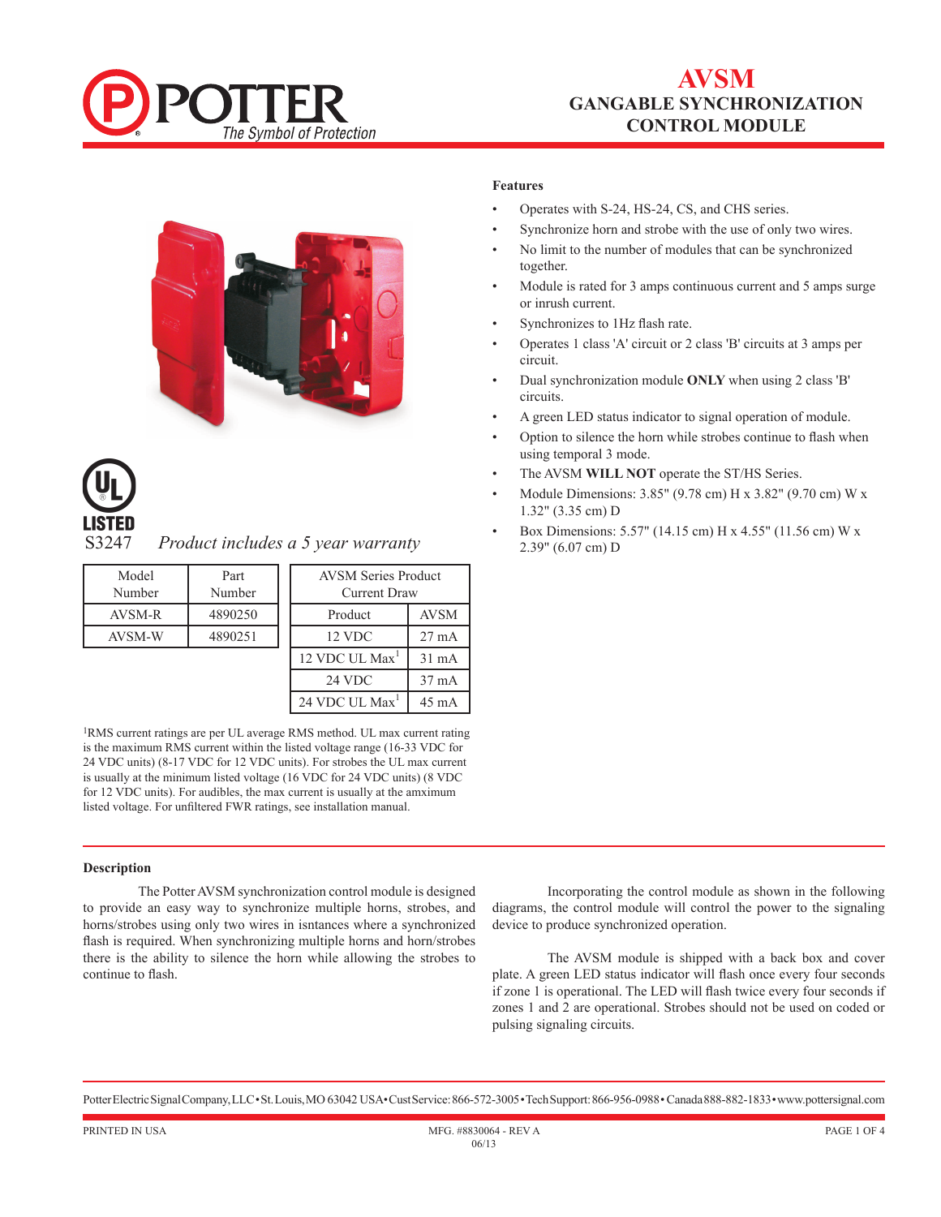# AVSM

## GANGABLE SYNCHRONIZATION CONTROL MODULE

LISTED
S3247

*Product includes a 5 year warranty*

| Model Number | Part Number |
|---|---|
| AVSM-R | 4890250 |
| AVSM-W | 4890251 |

| AVSM Series Product Current Draw | |
|---|---|
| Product | AVSM |
| 12 VDC | 27 mA |
| 12 VDC UL Max[1] | 31 mA |
| 24 VDC | 37 mA |
| 24 VDC UL Max[1] | 45 mA |

[1]RMS current ratings are per UL average RMS method. UL max current rating is the maximum RMS current within the listed voltage range (16-33 VDC for 24 VDC units) (8-17 VDC for 12 VDC units). For strobes the UL max current is usually at the minimum listed voltage (16 VDC for 24 VDC units) (8 VDC for 12 VDC units). For audibles, the max current is usually at the amximum listed voltage. For unfiltered FWR ratings, see installation manual.

### Features

- Operates with S-24, HS-24, CS, and CHS series.
- Synchronize horn and strobe with the use of only two wires.
- No limit to the number of modules that can be synchronized together.
- Module is rated for 3 amps continuous current and 5 amps surge or inrush current.
- Synchronizes to 1Hz flash rate.
- Operates 1 class 'A' circuit or 2 class 'B' circuits at 3 amps per circuit.
- Dual synchronization module **ONLY** when using 2 class 'B' circuits.
- A green LED status indicator to signal operation of module.
- Option to silence the horn while strobes continue to flash when using temporal 3 mode.
- The AVSM **WILL NOT** operate the ST/HS Series.
- Module Dimensions: 3.85" (9.78 cm) H x 3.82" (9.70 cm) W x 1.32" (3.35 cm) D
- Box Dimensions: 5.57" (14.15 cm) H x 4.55" (11.56 cm) W x 2.39" (6.07 cm) D

### Description

The Potter AVSM synchronization control module is designed to provide an easy way to synchronize multiple horns, strobes, and horns/strobes using only two wires in isntances where a synchronized flash is required. When synchronizing multiple horns and horn/strobes there is the ability to silence the horn while allowing the strobes to continue to flash.

Incorporating the control module as shown in the following diagrams, the control module will control the power to the signaling device to produce synchronized operation.

The AVSM module is shipped with a back box and cover plate. A green LED status indicator will flash once every four seconds if zone 1 is operational. The LED will flash twice every four seconds if zones 1 and 2 are operational. Strobes should not be used on coded or pulsing signaling circuits.

Potter Electric Signal Company, LLC • St. Louis, MO 63042 USA • Cust Service: 866-572-3005 • Tech Support: 866-956-0988 • Canada 888-882-1833 • www.pottersignal.com

PRINTED IN USA MFG. #8830064 - REV A 06/13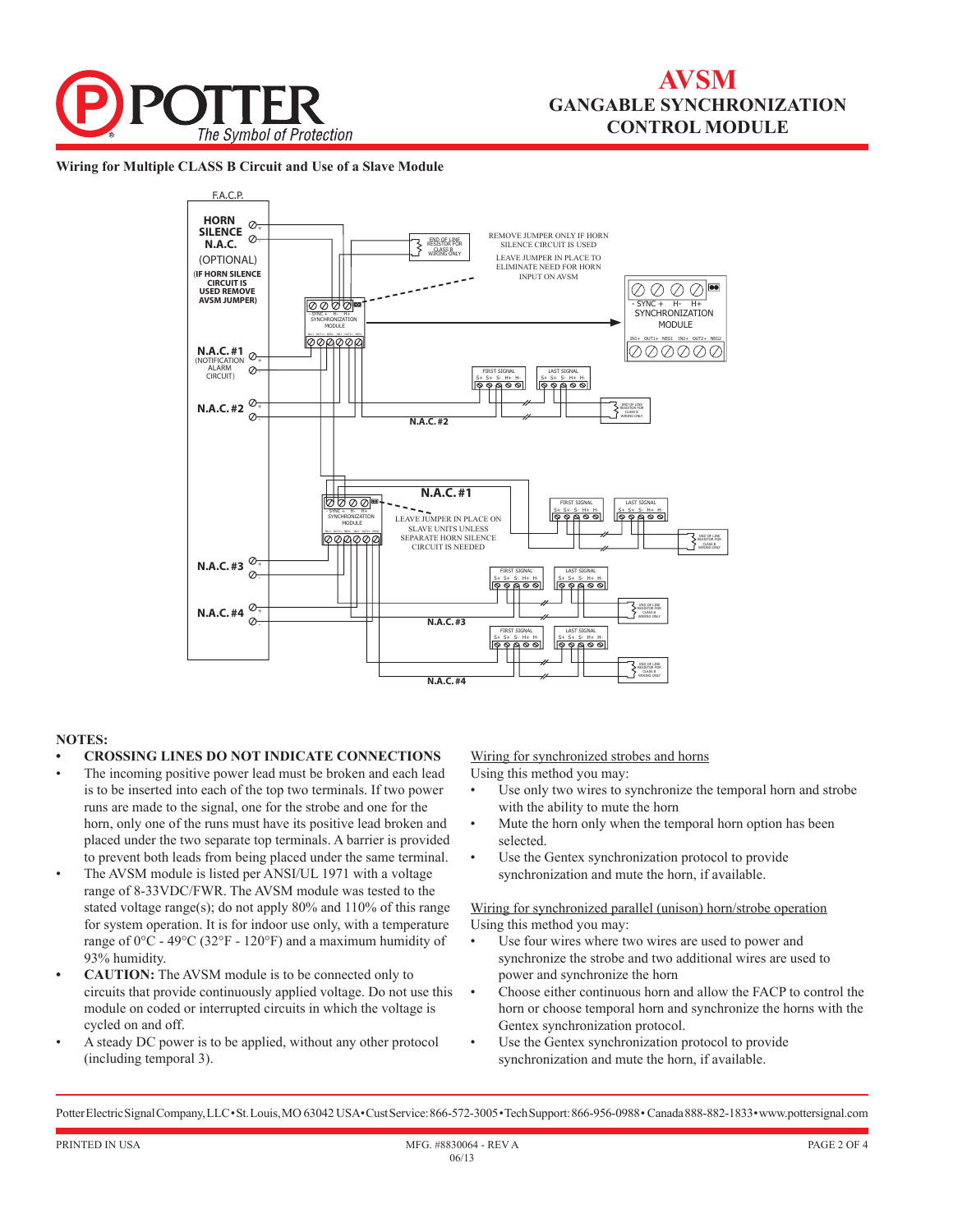# AVSM GANGABLE SYNCHRONIZATION CONTROL MODULE

**Wiring for Multiple CLASS B Circuit and Use of a Slave Module**

F.A.C.P.

**HORN SILENCE N.A.C.** (OPTIONAL) **(IF HORN SILENCE CIRCUIT IS USED REMOVE AVSM JUMPER)**

END OF LINE RESISTOR FOR CLASS B WIRING ONLY

REMOVE JUMPER ONLY IF HORN SILENCE CIRCUIT IS USED

LEAVE JUMPER IN PLACE TO ELIMINATE NEED FOR HORN INPUT ON AVSM

SYNC + H- H+ SYNCHRONIZATION MODULE

IN1+ OUT1+ NEG1 IN2+ OUT2+ NEG2

**N.A.C. #1** (NOTIFICATION ALARM CIRCUIT)

**N.A.C. #2**

FIRST SIGNAL S+ S+ S- H+ H-

LAST SIGNAL S+ S+ S- H+ H-

**N.A.C. #2**

**N.A.C. #1**

LEAVE JUMPER IN PLACE ON SLAVE UNITS UNLESS SEPARATE HORN SILENCE CIRCUIT IS NEEDED

**N.A.C. #3**

**N.A.C. #4**

**N.A.C. #3**

**N.A.C. #4**

**NOTES:**

- **CROSSING LINES DO NOT INDICATE CONNECTIONS**
- The incoming positive power lead must be broken and each lead is to be inserted into each of the top two terminals. If two power runs are made to the signal, one for the strobe and one for the horn, only one of the runs must have its positive lead broken and placed under the two separate top terminals. A barrier is provided to prevent both leads from being placed under the same terminal.
- The AVSM module is listed per ANSI/UL 1971 with a voltage range of 8-33VDC/FWR. The AVSM module was tested to the stated voltage range(s); do not apply 80% and 110% of this range for system operation. It is for indoor use only, with a temperature range of 0°C - 49°C (32°F - 120°F) and a maximum humidity of 93% humidity.
- **CAUTION:** The AVSM module is to be connected only to circuits that provide continuously applied voltage. Do not use this module on coded or interrupted circuits in which the voltage is cycled on and off.
- A steady DC power is to be applied, without any other protocol (including temporal 3).

Wiring for synchronized strobes and horns

Using this method you may:

- Use only two wires to synchronize the temporal horn and strobe with the ability to mute the horn
- Mute the horn only when the temporal horn option has been selected.
- Use the Gentex synchronization protocol to provide synchronization and mute the horn, if available.

Wiring for synchronized parallel (unison) horn/strobe operation

Using this method you may:

- Use four wires where two wires are used to power and synchronize the strobe and two additional wires are used to power and synchronize the horn
- Choose either continuous horn and allow the FACP to control the horn or choose temporal horn and synchronize the horns with the Gentex synchronization protocol.
- Use the Gentex synchronization protocol to provide synchronization and mute the horn, if available.

Potter Electric Signal Company, LLC • St. Louis, MO 63042 USA • Cust Service: 866-572-3005 • Tech Support: 866-956-0988 • Canada 888-882-1833 • www.pottersignal.com

PRINTED IN USA MFG. #8830064 - REV A 06/13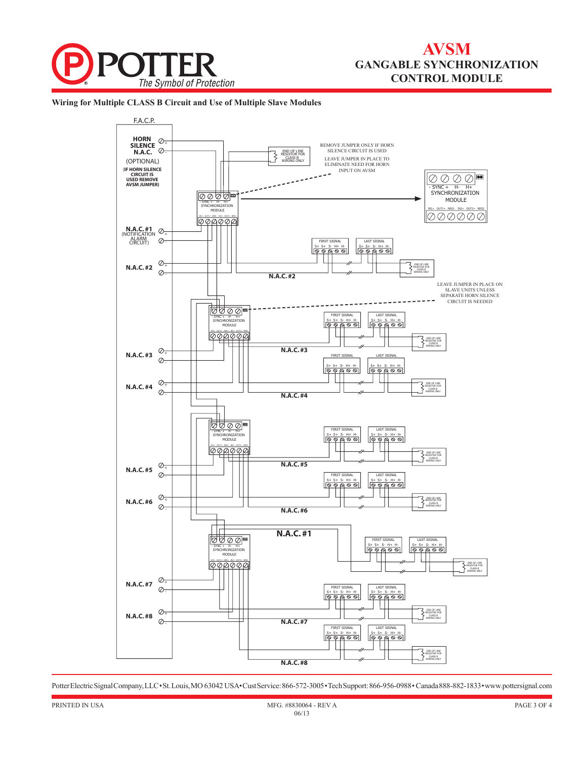# AVSM
## GANGABLE SYNCHRONIZATION CONTROL MODULE

**Wiring for Multiple CLASS B Circuit and Use of Multiple Slave Modules**

F.A.C.P.

**HORN SILENCE N.A.C.** (OPTIONAL) **(IF HORN SILENCE CIRCUIT IS USED REMOVE AVSM JUMPER)**

END OF LINE RESISTOR FOR CLASS B WIRING ONLY

REMOVE JUMPER ONLY IF HORN SILENCE CIRCUIT IS USED

LEAVE JUMPER IN PLACE TO ELIMINATE NEED FOR HORN INPUT ON AVSM

- SYNC + H- H+
SYNCHRONIZATION MODULE
IN1+ OUT1+ NEG1 IN2+ OUT2+ NEG2

**N.A.C. #1** (NOTIFICATION ALARM CIRCUIT)

FIRST SIGNAL S+ S+ S- H+ H-

LAST SIGNAL S+ S+ S- H+ H-

**N.A.C. #2**

LEAVE JUMPER IN PLACE ON SLAVE UNITS UNLESS SEPARATE HORN SILENCE CIRCUIT IS NEEDED

**N.A.C. #3**

**N.A.C. #4**

**N.A.C. #5**

**N.A.C. #6**

**N.A.C. #1**

**N.A.C. #7**

**N.A.C. #8**

Potter Electric Signal Company, LLC • St. Louis, MO 63042 USA • Cust Service: 866-572-3005 • Tech Support: 866-956-0988 • Canada 888-882-1833 • www.pottersignal.com

PRINTED IN USA

MFG. #8830064 - REV A
06/13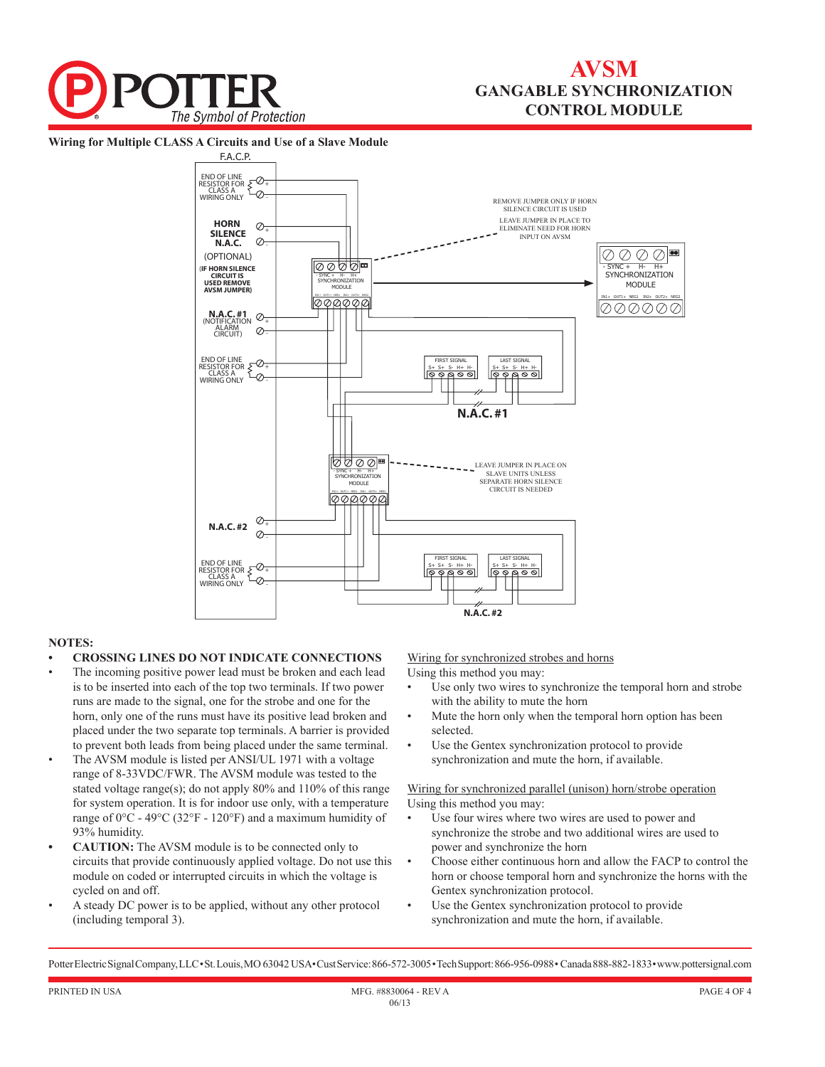# AVSM
## GANGABLE SYNCHRONIZATION CONTROL MODULE

**Wiring for Multiple CLASS A Circuits and Use of a Slave Module**

F.A.C.P.

END OF LINE RESISTOR FOR CLASS A WIRING ONLY

HORN SILENCE N.A.C.

(OPTIONAL)

(IF HORN SILENCE CIRCUIT IS USED REMOVE AVSM JUMPER)

N.A.C. #1 (NOTIFICATION ALARM CIRCUIT)

END OF LINE RESISTOR FOR CLASS A WIRING ONLY

N.A.C. #2

END OF LINE RESISTOR FOR CLASS A WIRING ONLY

REMOVE JUMPER ONLY IF HORN SILENCE CIRCUIT IS USED

LEAVE JUMPER IN PLACE TO ELIMINATE NEED FOR HORN INPUT ON AVSM

- SYNC + H- H+
SYNCHRONIZATION MODULE
IN1+ OUT1+ NEG1 IN2+ OUT2+ NEG2

FIRST SIGNAL
S+ S+ S- H+ H-

LAST SIGNAL
S+ S+ S- H+ H-

N.A.C. #1

LEAVE JUMPER IN PLACE ON SLAVE UNITS UNLESS SEPARATE HORN SILENCE CIRCUIT IS NEEDED

N.A.C. #2

**NOTES:**

- **CROSSING LINES DO NOT INDICATE CONNECTIONS**
- The incoming positive power lead must be broken and each lead is to be inserted into each of the top two terminals. If two power runs are made to the signal, one for the strobe and one for the horn, only one of the runs must have its positive lead broken and placed under the two separate top terminals. A barrier is provided to prevent both leads from being placed under the same terminal.
- The AVSM module is listed per ANSI/UL 1971 with a voltage range of 8-33VDC/FWR. The AVSM module was tested to the stated voltage range(s); do not apply 80% and 110% of this range for system operation. It is for indoor use only, with a temperature range of 0°C - 49°C (32°F - 120°F) and a maximum humidity of 93% humidity.
- **CAUTION:** The AVSM module is to be connected only to circuits that provide continuously applied voltage. Do not use this module on coded or interrupted circuits in which the voltage is cycled on and off.
- A steady DC power is to be applied, without any other protocol (including temporal 3).

Wiring for synchronized strobes and horns

Using this method you may:

- Use only two wires to synchronize the temporal horn and strobe with the ability to mute the horn
- Mute the horn only when the temporal horn option has been selected.
- Use the Gentex synchronization protocol to provide synchronization and mute the horn, if available.

Wiring for synchronized parallel (unison) horn/strobe operation

Using this method you may:

- Use four wires where two wires are used to power and synchronize the strobe and two additional wires are used to power and synchronize the horn
- Choose either continuous horn and allow the FACP to control the horn or choose temporal horn and synchronize the horns with the Gentex synchronization protocol.
- Use the Gentex synchronization protocol to provide synchronization and mute the horn, if available.

Potter Electric Signal Company, LLC • St. Louis, MO 63042 USA • Cust Service: 866-572-3005 • Tech Support: 866-956-0988 • Canada 888-882-1833 • www.pottersignal.com

PRINTED IN USA

MFG. #8830064 - REV A
06/13